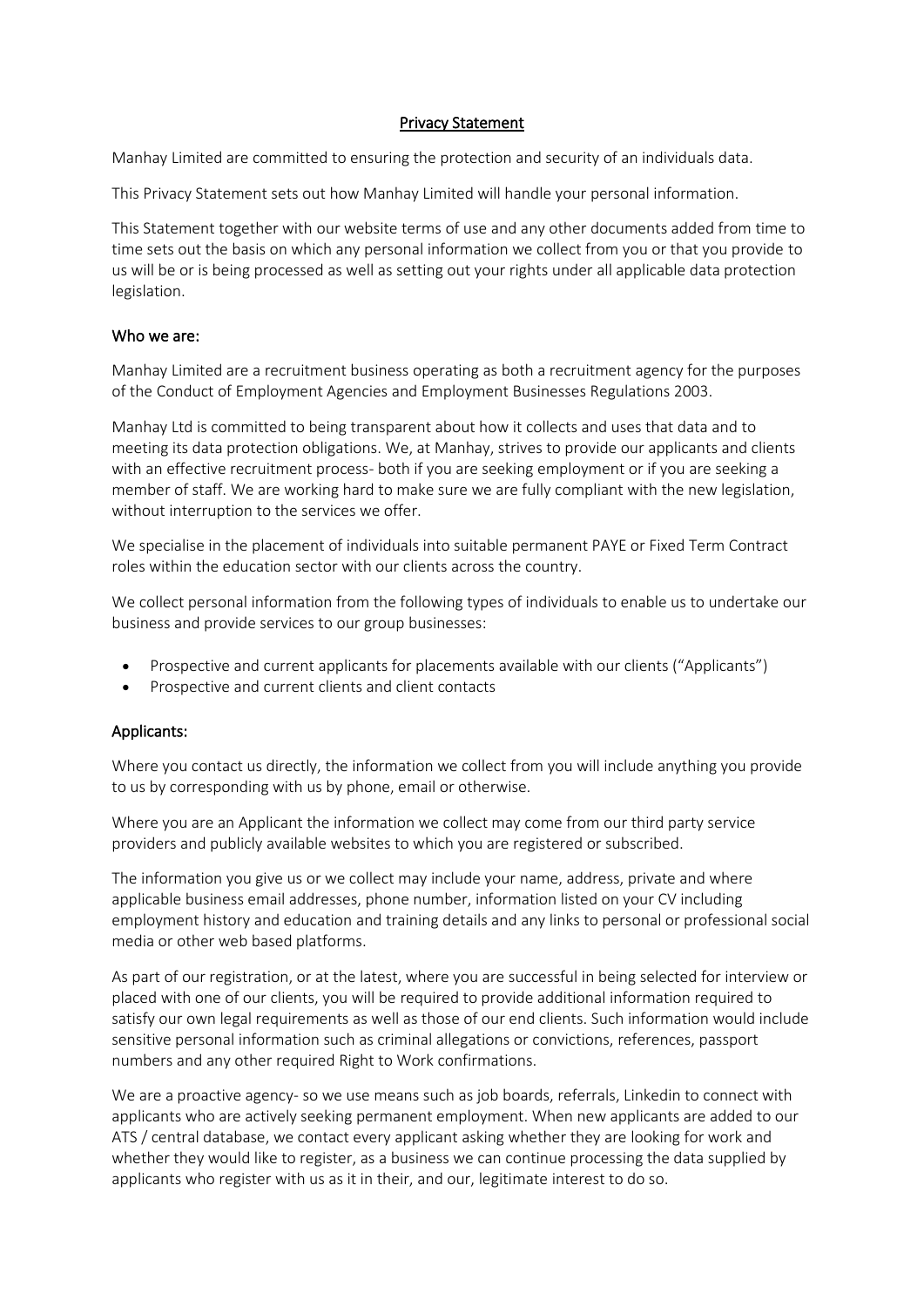# Privacy Statement

Manhay Limited are committed to ensuring the protection and security of an individuals data.

This Privacy Statement sets out how Manhay Limited will handle your personal information.

This Statement together with our website terms of use and any other documents added from time to time sets out the basis on which any personal information we collect from you or that you provide to us will be or is being processed as well as setting out your rights under all applicable data protection legislation.

## Who we are:

Manhay Limited are a recruitment business operating as both a recruitment agency for the purposes of the Conduct of Employment Agencies and Employment Businesses Regulations 2003.

Manhay Ltd is committed to being transparent about how it collects and uses that data and to meeting its data protection obligations. We, at Manhay, strives to provide our applicants and clients with an effective recruitment process- both if you are seeking employment or if you are seeking a member of staff. We are working hard to make sure we are fully compliant with the new legislation, without interruption to the services we offer.

We specialise in the placement of individuals into suitable permanent PAYE or Fixed Term Contract roles within the education sector with our clients across the country.

We collect personal information from the following types of individuals to enable us to undertake our business and provide services to our group businesses:

- Prospective and current applicants for placements available with our clients ("Applicants")
- Prospective and current clients and client contacts

## Applicants:

Where you contact us directly, the information we collect from you will include anything you provide to us by corresponding with us by phone, email or otherwise.

Where you are an Applicant the information we collect may come from our third party service providers and publicly available websites to which you are registered or subscribed.

The information you give us or we collect may include your name, address, private and where applicable business email addresses, phone number, information listed on your CV including employment history and education and training details and any links to personal or professional social media or other web based platforms.

As part of our registration, or at the latest, where you are successful in being selected for interview or placed with one of our clients, you will be required to provide additional information required to satisfy our own legal requirements as well as those of our end clients. Such information would include sensitive personal information such as criminal allegations or convictions, references, passport numbers and any other required Right to Work confirmations.

We are a proactive agency- so we use means such as job boards, referrals, Linkedin to connect with applicants who are actively seeking permanent employment. When new applicants are added to our ATS / central database, we contact every applicant asking whether they are looking for work and whether they would like to register, as a business we can continue processing the data supplied by applicants who register with us as it in their, and our, legitimate interest to do so.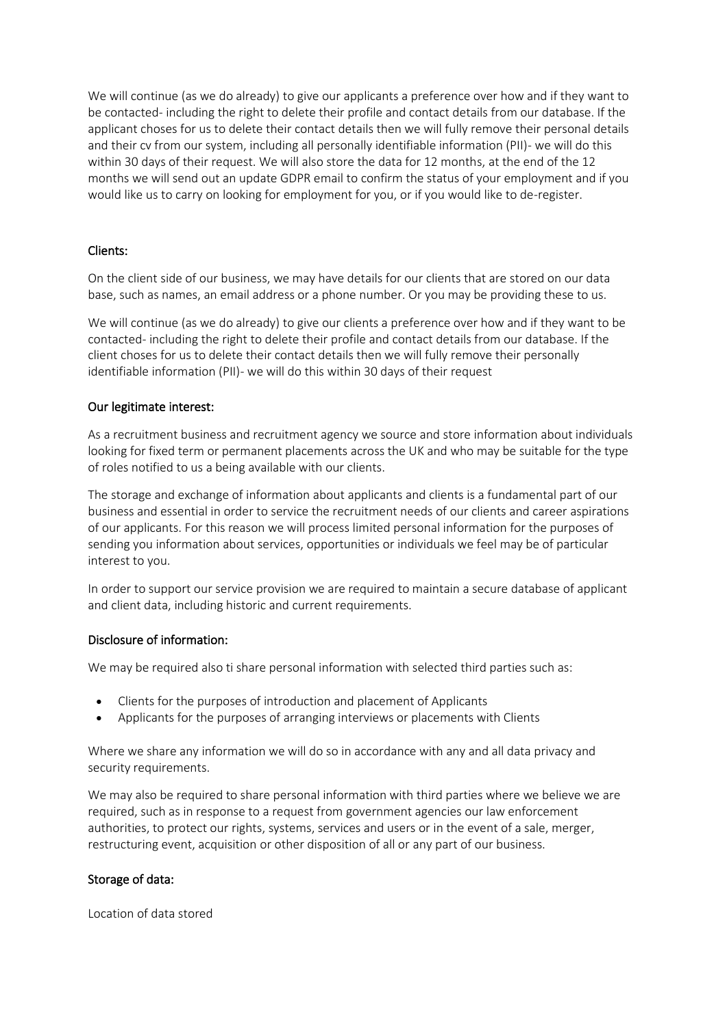We will continue (as we do already) to give our applicants a preference over how and if they want to be contacted- including the right to delete their profile and contact details from our database. If the applicant choses for us to delete their contact details then we will fully remove their personal details and their cv from our system, including all personally identifiable information (PII)- we will do this within 30 days of their request. We will also store the data for 12 months, at the end of the 12 months we will send out an update GDPR email to confirm the status of your employment and if you would like us to carry on looking for employment for you, or if you would like to de-register.

## Clients:

On the client side of our business, we may have details for our clients that are stored on our data base, such as names, an email address or a phone number. Or you may be providing these to us.

We will continue (as we do already) to give our clients a preference over how and if they want to be contacted- including the right to delete their profile and contact details from our database. If the client choses for us to delete their contact details then we will fully remove their personally identifiable information (PII)- we will do this within 30 days of their request

## Our legitimate interest:

As a recruitment business and recruitment agency we source and store information about individuals looking for fixed term or permanent placements across the UK and who may be suitable for the type of roles notified to us a being available with our clients.

The storage and exchange of information about applicants and clients is a fundamental part of our business and essential in order to service the recruitment needs of our clients and career aspirations of our applicants. For this reason we will process limited personal information for the purposes of sending you information about services, opportunities or individuals we feel may be of particular interest to you.

In order to support our service provision we are required to maintain a secure database of applicant and client data, including historic and current requirements.

## Disclosure of information:

We may be required also ti share personal information with selected third parties such as:

- Clients for the purposes of introduction and placement of Applicants
- Applicants for the purposes of arranging interviews or placements with Clients

Where we share any information we will do so in accordance with any and all data privacy and security requirements.

We may also be required to share personal information with third parties where we believe we are required, such as in response to a request from government agencies our law enforcement authorities, to protect our rights, systems, services and users or in the event of a sale, merger, restructuring event, acquisition or other disposition of all or any part of our business.

## Storage of data:

Location of data stored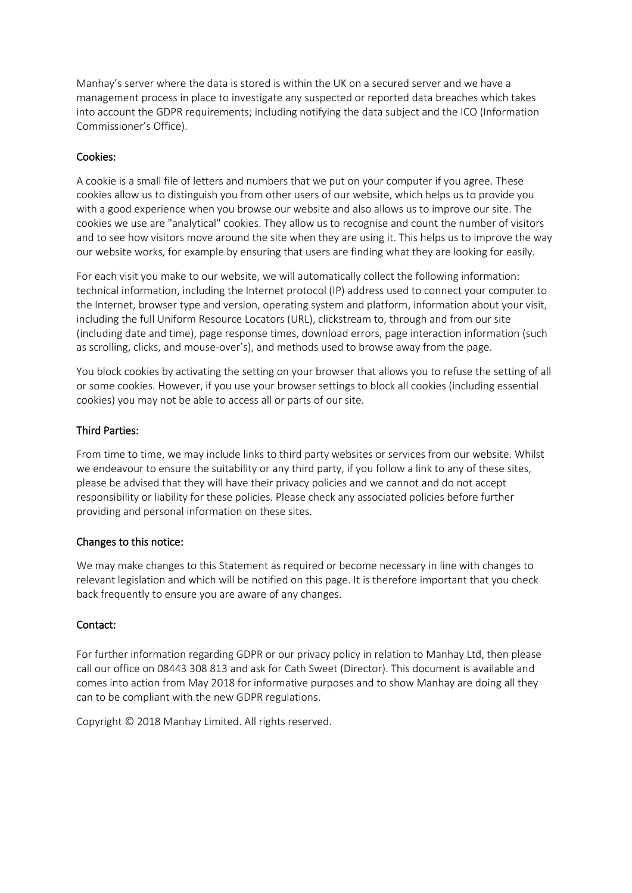Manhay's server where the data is stored is within the UK on a secured server and we have a management process in place to investigate any suspected or reported data breaches which takes into account the GDPR requirements; including notifying the data subject and the ICO (Information Commissioner's Office).

### Cookies:

A cookie is a small file of letters and numbers that we put on your computer if you agree. These cookies allow us to distinguish you from other users of our website, which helps us to provide you with a good experience when you browse our website and also allows us to improve our site. The cookies we use are "analytical" cookies. They allow us to recognise and count the number of visitors and to see how visitors move around the site when they are using it. This helps us to improve the way our website works, for example by ensuring that users are finding what they are looking for easily.

For each visit you make to our website, we will automatically collect the following information: technical information, including the Internet protocol (IP) address used to connect your computer to the Internet, browser type and version, operating system and platform, information about your visit, including the full Uniform Resource Locators (URL), clickstream to, through and from our site (including date and time), page response times, download errors, page interaction information (such as scrolling, clicks, and mouse-over's), and methods used to browse away from the page.

You block cookies by activating the setting on your browser that allows you to refuse the setting of all or some cookies. However, if you use your browser settings to block all cookies (including essential cookies) you may not be able to access all or parts of our site.

### Third Parties:

From time to time, we may include links to third party websites or services from our website. Whilst we endeavour to ensure the suitability or any third party, if you follow a link to any of these sites, please be advised that they will have their privacy policies and we cannot and do not accept responsibility or liability for these policies. Please check any associated policies before further providing and personal information on these sites.

### Changes to this notice:

We may make changes to this Statement as required or become necessary in line with changes to relevant legislation and which will be notified on this page. It is therefore important that you check back frequently to ensure you are aware of any changes.

### Contact:

For further information regarding GDPR or our privacy policy in relation to Manhay Ltd, then please call our office on 08443 308 813 and ask for Cath Sweet (Director). This document is available and comes into action from May 2018 for informative purposes and to show Manhay are doing all they can to be compliant with the new GDPR regulations.

Copyright © 2018 Manhay Limited. All rights reserved.